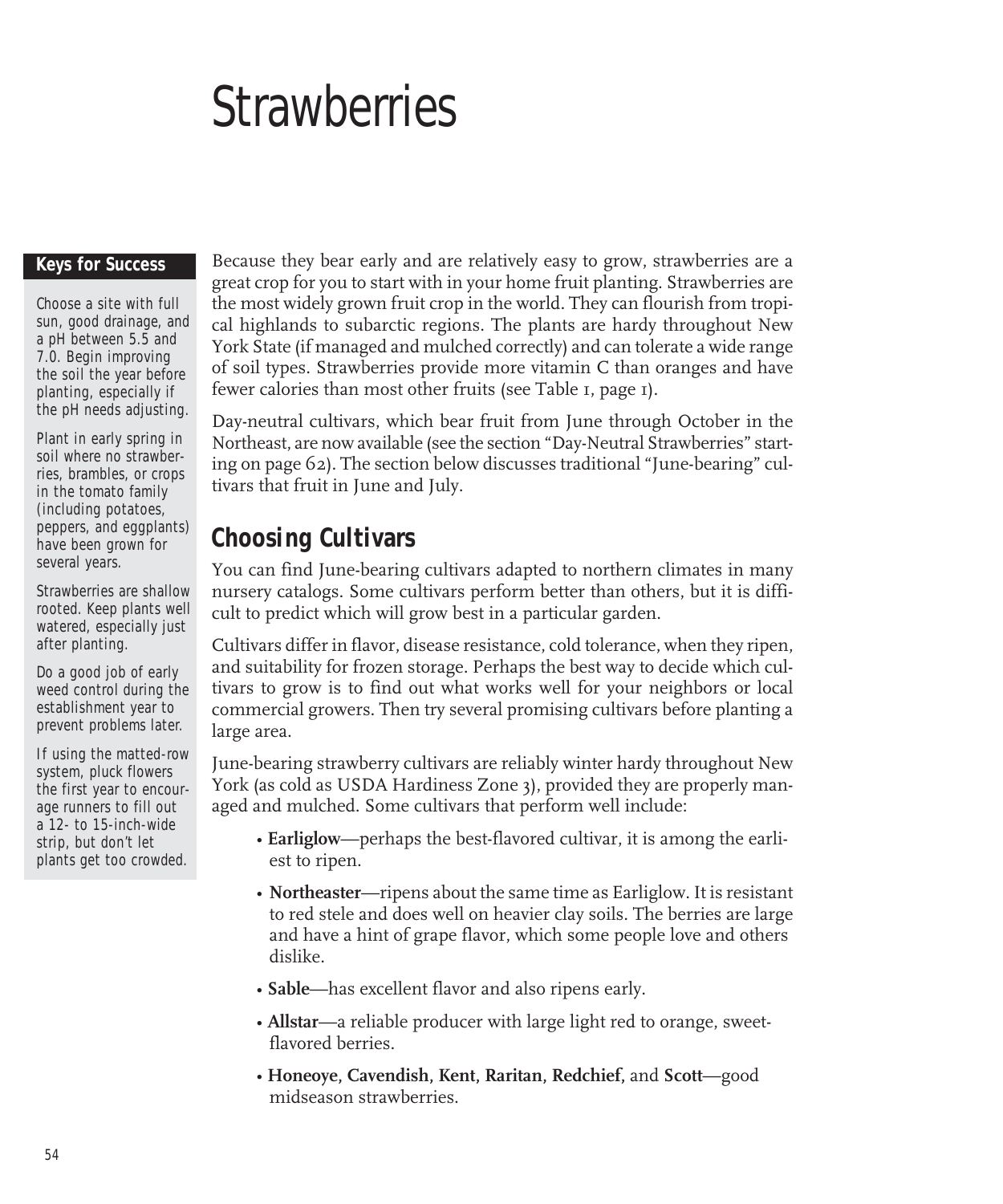# Strawberries

**Keys for Success**

Choose a site with full sun, good drainage, and a pH between 5.5 and 7.0. Begin improving the soil the year before planting, especially if the pH needs adjusting.

Plant in early spring in soil where no strawberries, brambles, or crops in the tomato family (including potatoes, peppers, and eggplants) have been grown for several years.

Strawberries are shallow rooted. Keep plants well watered, especially just after planting.

Do a good job of early weed control during the establishment year to prevent problems later.

If using the matted-row system, pluck flowers the first year to encourage runners to fill out a 12- to 15-inch-wide strip, but don't let plants get too crowded.

Because they bear early and are relatively easy to grow, strawberries are a great crop for you to start with in your home fruit planting. Strawberries are the most widely grown fruit crop in the world. They can flourish from tropical highlands to subarctic regions. The plants are hardy throughout New York State (if managed and mulched correctly) and can tolerate a wide range of soil types. Strawberries provide more vitamin C than oranges and have fewer calories than most other fruits (see Table 1, page 1).

Day-neutral cultivars, which bear fruit from June through October in the Northeast, are now available (see the section "Day-Neutral Strawberries" starting on page 62). The section below discusses traditional "June-bearing" cultivars that fruit in June and July.

## Choosing Cultivars

You can find June-bearing cultivars adapted to northern climates in many nursery catalogs. Some cultivars perform better than others, but it is difficult to predict which will grow best in a particular garden.

Cultivars differ in flavor, disease resistance, cold tolerance, when they ripen, and suitability for frozen storage. Perhaps the best way to decide which cultivars to grow is to find out what works well for your neighbors or local commercial growers. Then try several promising cultivars before planting a large area.

June-bearing strawberry cultivars are reliably winter hardy throughout New York (as cold as USDA Hardiness Zone 3), provided they are properly managed and mulched. Some cultivars that perform well include:

- **Earliglow**—perhaps the best-flavored cultivar, it is among the earliest to ripen.
- **Northeaster**—ripens about the same time as Earliglow. It is resistant to red stele and does well on heavier clay soils. The berries are large and have a hint of grape flavor, which some people love and others dislike.
- **Sable**—has excellent flavor and also ripens early.
- **Allstar**—a reliable producer with large light red to orange, sweet-flavored berries.
- **Honeoye, Cavendish, Kent, Raritan, Redchief,** and **Scott**—good midseason strawberries.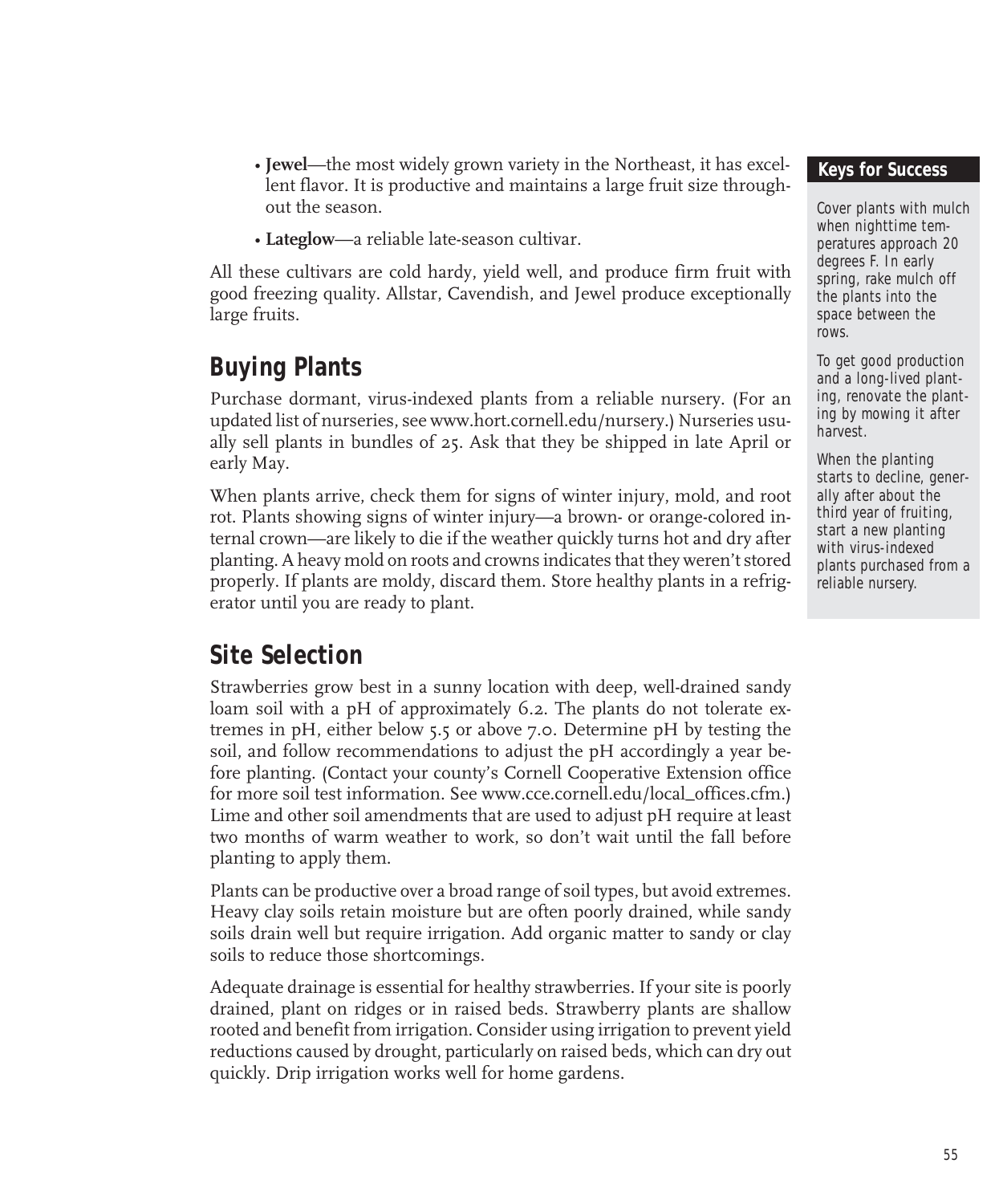- **Jewel**—the most widely grown variety in the Northeast, it has excellent flavor. It is productive and maintains a large fruit size throughout the season.
- **Lateglow**—a reliable late-season cultivar.

All these cultivars are cold hardy, yield well, and produce firm fruit with good freezing quality. Allstar, Cavendish, and Jewel produce exceptionally large fruits.

## Buying Plants

Purchase dormant, virus-indexed plants from a reliable nursery. (For an updated list of nurseries, see www.hort.cornell.edu/nursery.) Nurseries usually sell plants in bundles of 25. Ask that they be shipped in late April or early May.

When plants arrive, check them for signs of winter injury, mold, and root rot. Plants showing signs of winter injury—a brown- or orange-colored internal crown—are likely to die if the weather quickly turns hot and dry after planting. A heavy mold on roots and crowns indicates that they weren't stored properly. If plants are moldy, discard them. Store healthy plants in a refrigerator until you are ready to plant.

## Site Selection

Strawberries grow best in a sunny location with deep, well-drained sandy loam soil with a pH of approximately 6.2. The plants do not tolerate extremes in pH, either below 5.5 or above 7.0. Determine pH by testing the soil, and follow recommendations to adjust the pH accordingly a year before planting. (Contact your county's Cornell Cooperative Extension office for more soil test information. See www.cce.cornell.edu/local_offices.cfm.) Lime and other soil amendments that are used to adjust pH require at least two months of warm weather to work, so don't wait until the fall before planting to apply them.

Plants can be productive over a broad range of soil types, but avoid extremes. Heavy clay soils retain moisture but are often poorly drained, while sandy soils drain well but require irrigation. Add organic matter to sandy or clay soils to reduce those shortcomings.

Adequate drainage is essential for healthy strawberries. If your site is poorly drained, plant on ridges or in raised beds. Strawberry plants are shallow rooted and benefit from irrigation. Consider using irrigation to prevent yield reductions caused by drought, particularly on raised beds, which can dry out quickly. Drip irrigation works well for home gardens.

### Keys for Success

*Cover plants with mulch when nighttime temperatures approach 20 degrees F. In early spring, rake mulch off the plants into the space between the rows.*

*To get good production and a long-lived planting, renovate the planting by mowing it after harvest.*

*When the planting starts to decline, generally after about the third year of fruiting, start a new planting with virus-indexed plants purchased from a reliable nursery.*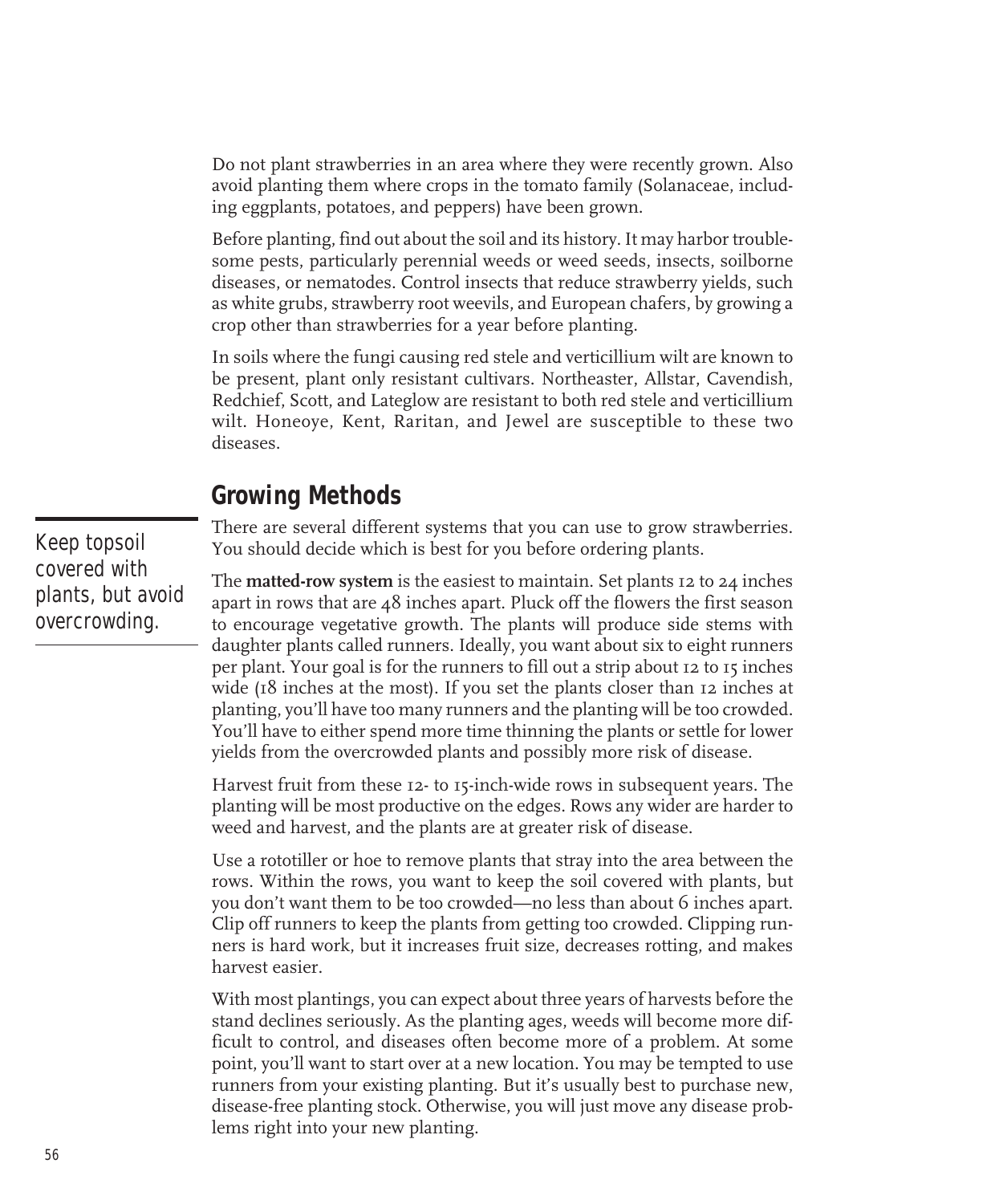Do not plant strawberries in an area where they were recently grown. Also avoid planting them where crops in the tomato family (Solanaceae, including eggplants, potatoes, and peppers) have been grown.

Before planting, find out about the soil and its history. It may harbor troublesome pests, particularly perennial weeds or weed seeds, insects, soilborne diseases, or nematodes. Control insects that reduce strawberry yields, such as white grubs, strawberry root weevils, and European chafers, by growing a crop other than strawberries for a year before planting.

In soils where the fungi causing red stele and verticillium wilt are known to be present, plant only resistant cultivars. Northeaster, Allstar, Cavendish, Redchief, Scott, and Lateglow are resistant to both red stele and verticillium wilt. Honeoye, Kent, Raritan, and Jewel are susceptible to these two diseases.

## Growing Methods

*Keep topsoil covered with plants, but avoid overcrowding.*

There are several different systems that you can use to grow strawberries. You should decide which is best for you before ordering plants.

The **matted-row system** is the easiest to maintain. Set plants 12 to 24 inches apart in rows that are 48 inches apart. Pluck off the flowers the first season to encourage vegetative growth. The plants will produce side stems with daughter plants called runners. Ideally, you want about six to eight runners per plant. Your goal is for the runners to fill out a strip about 12 to 15 inches wide (18 inches at the most). If you set the plants closer than 12 inches at planting, you'll have too many runners and the planting will be too crowded. You'll have to either spend more time thinning the plants or settle for lower yields from the overcrowded plants and possibly more risk of disease.

Harvest fruit from these 12- to 15-inch-wide rows in subsequent years. The planting will be most productive on the edges. Rows any wider are harder to weed and harvest, and the plants are at greater risk of disease.

Use a rototiller or hoe to remove plants that stray into the area between the rows. Within the rows, you want to keep the soil covered with plants, but you don't want them to be too crowded—no less than about 6 inches apart. Clip off runners to keep the plants from getting too crowded. Clipping runners is hard work, but it increases fruit size, decreases rotting, and makes harvest easier.

With most plantings, you can expect about three years of harvests before the stand declines seriously. As the planting ages, weeds will become more difficult to control, and diseases often become more of a problem. At some point, you'll want to start over at a new location. You may be tempted to use runners from your existing planting. But it's usually best to purchase new, disease-free planting stock. Otherwise, you will just move any disease problems right into your new planting.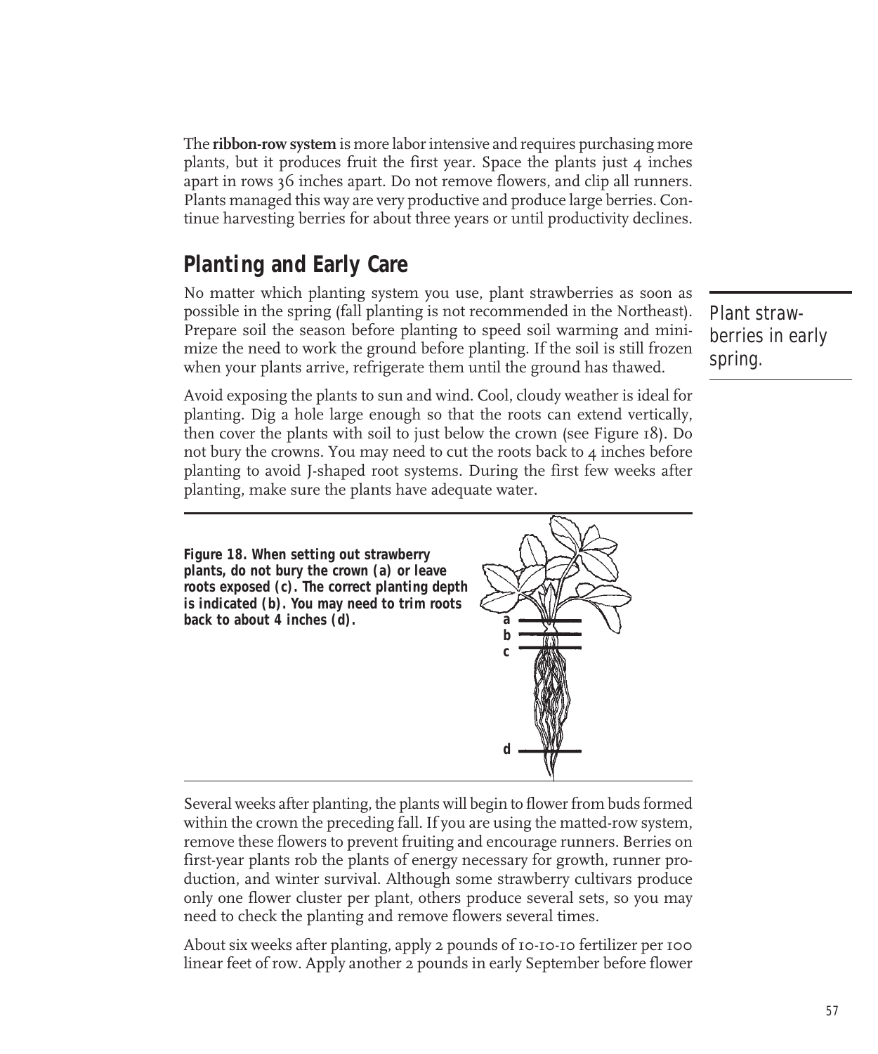The **ribbon-row system** is more labor intensive and requires purchasing more plants, but it produces fruit the first year. Space the plants just 4 inches apart in rows 36 inches apart. Do not remove flowers, and clip all runners. Plants managed this way are very productive and produce large berries. Continue harvesting berries for about three years or until productivity declines.

## Planting and Early Care

No matter which planting system you use, plant strawberries as soon as possible in the spring (fall planting is not recommended in the Northeast). Prepare soil the season before planting to speed soil warming and minimize the need to work the ground before planting. If the soil is still frozen when your plants arrive, refrigerate them until the ground has thawed.

*Plant strawberries in early spring.*

Avoid exposing the plants to sun and wind. Cool, cloudy weather is ideal for planting. Dig a hole large enough so that the roots can extend vertically, then cover the plants with soil to just below the crown (see Figure 18). Do not bury the crowns. You may need to cut the roots back to 4 inches before planting to avoid J-shaped root systems. During the first few weeks after planting, make sure the plants have adequate water.

**Figure 18. When setting out strawberry plants, do not bury the crown (a) or leave roots exposed (c). The correct planting depth is indicated (b). You may need to trim roots back to about 4 inches (d).**

Several weeks after planting, the plants will begin to flower from buds formed within the crown the preceding fall. If you are using the matted-row system, remove these flowers to prevent fruiting and encourage runners. Berries on first-year plants rob the plants of energy necessary for growth, runner production, and winter survival. Although some strawberry cultivars produce only one flower cluster per plant, others produce several sets, so you may need to check the planting and remove flowers several times.

About six weeks after planting, apply 2 pounds of 10-10-10 fertilizer per 100 linear feet of row. Apply another 2 pounds in early September before flower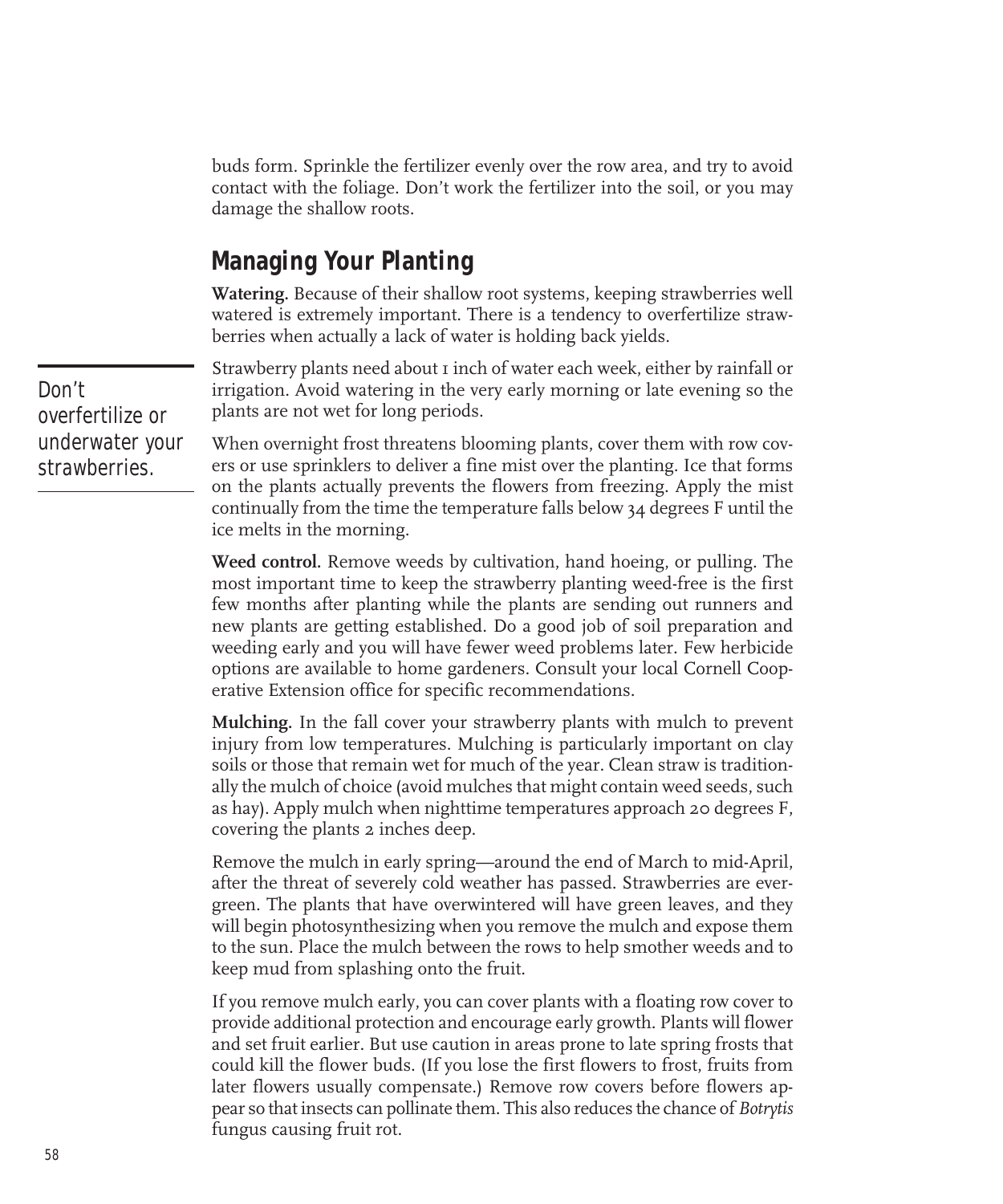buds form. Sprinkle the fertilizer evenly over the row area, and try to avoid contact with the foliage. Don't work the fertilizer into the soil, or you may damage the shallow roots.

## Managing Your Planting

**Watering.** Because of their shallow root systems, keeping strawberries well watered is extremely important. There is a tendency to overfertilize strawberries when actually a lack of water is holding back yields.

*Don't overfertilize or underwater your strawberries.*

Strawberry plants need about 1 inch of water each week, either by rainfall or irrigation. Avoid watering in the very early morning or late evening so the plants are not wet for long periods.

When overnight frost threatens blooming plants, cover them with row covers or use sprinklers to deliver a fine mist over the planting. Ice that forms on the plants actually prevents the flowers from freezing. Apply the mist continually from the time the temperature falls below 34 degrees F until the ice melts in the morning.

**Weed control.** Remove weeds by cultivation, hand hoeing, or pulling. The most important time to keep the strawberry planting weed-free is the first few months after planting while the plants are sending out runners and new plants are getting established. Do a good job of soil preparation and weeding early and you will have fewer weed problems later. Few herbicide options are available to home gardeners. Consult your local Cornell Cooperative Extension office for specific recommendations.

**Mulching.** In the fall cover your strawberry plants with mulch to prevent injury from low temperatures. Mulching is particularly important on clay soils or those that remain wet for much of the year. Clean straw is traditionally the mulch of choice (avoid mulches that might contain weed seeds, such as hay). Apply mulch when nighttime temperatures approach 20 degrees F, covering the plants 2 inches deep.

Remove the mulch in early spring—around the end of March to mid-April, after the threat of severely cold weather has passed. Strawberries are evergreen. The plants that have overwintered will have green leaves, and they will begin photosynthesizing when you remove the mulch and expose them to the sun. Place the mulch between the rows to help smother weeds and to keep mud from splashing onto the fruit.

If you remove mulch early, you can cover plants with a floating row cover to provide additional protection and encourage early growth. Plants will flower and set fruit earlier. But use caution in areas prone to late spring frosts that could kill the flower buds. (If you lose the first flowers to frost, fruits from later flowers usually compensate.) Remove row covers before flowers appear so that insects can pollinate them. This also reduces the chance of *Botrytis* fungus causing fruit rot.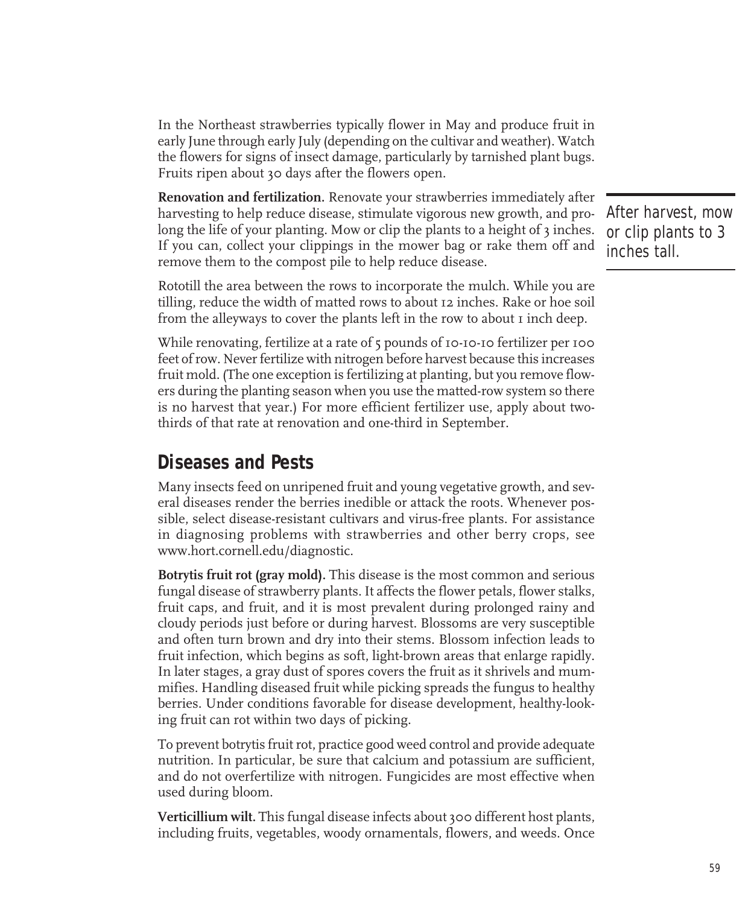In the Northeast strawberries typically flower in May and produce fruit in early June through early July (depending on the cultivar and weather). Watch the flowers for signs of insect damage, particularly by tarnished plant bugs. Fruits ripen about 30 days after the flowers open.

**Renovation and fertilization.** Renovate your strawberries immediately after harvesting to help reduce disease, stimulate vigorous new growth, and prolong the life of your planting. Mow or clip the plants to a height of 3 inches. If you can, collect your clippings in the mower bag or rake them off and remove them to the compost pile to help reduce disease.

After harvest, mow or clip plants to 3 inches tall.

Rototill the area between the rows to incorporate the mulch. While you are tilling, reduce the width of matted rows to about 12 inches. Rake or hoe soil from the alleyways to cover the plants left in the row to about 1 inch deep.

While renovating, fertilize at a rate of 5 pounds of 10-10-10 fertilizer per 100 feet of row. Never fertilize with nitrogen before harvest because this increases fruit mold. (The one exception is fertilizing at planting, but you remove flowers during the planting season when you use the matted-row system so there is no harvest that year.) For more efficient fertilizer use, apply about two-thirds of that rate at renovation and one-third in September.

## Diseases and Pests

Many insects feed on unripened fruit and young vegetative growth, and several diseases render the berries inedible or attack the roots. Whenever possible, select disease-resistant cultivars and virus-free plants. For assistance in diagnosing problems with strawberries and other berry crops, see www.hort.cornell.edu/diagnostic.

**Botrytis fruit rot (gray mold).** This disease is the most common and serious fungal disease of strawberry plants. It affects the flower petals, flower stalks, fruit caps, and fruit, and it is most prevalent during prolonged rainy and cloudy periods just before or during harvest. Blossoms are very susceptible and often turn brown and dry into their stems. Blossom infection leads to fruit infection, which begins as soft, light-brown areas that enlarge rapidly. In later stages, a gray dust of spores covers the fruit as it shrivels and mummifies. Handling diseased fruit while picking spreads the fungus to healthy berries. Under conditions favorable for disease development, healthy-looking fruit can rot within two days of picking.

To prevent botrytis fruit rot, practice good weed control and provide adequate nutrition. In particular, be sure that calcium and potassium are sufficient, and do not overfertilize with nitrogen. Fungicides are most effective when used during bloom.

**Verticillium wilt.** This fungal disease infects about 300 different host plants, including fruits, vegetables, woody ornamentals, flowers, and weeds. Once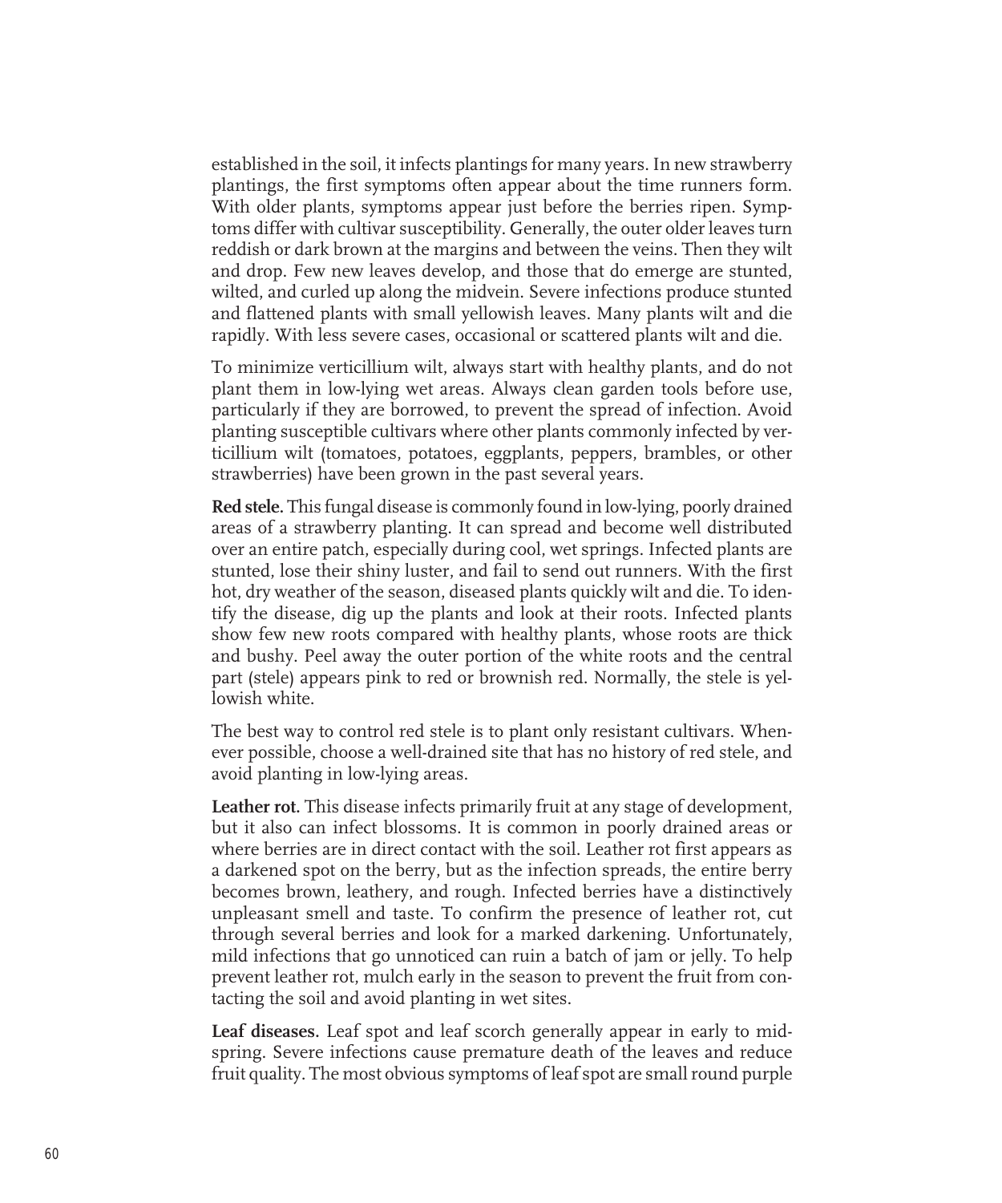established in the soil, it infects plantings for many years. In new strawberry plantings, the first symptoms often appear about the time runners form. With older plants, symptoms appear just before the berries ripen. Symptoms differ with cultivar susceptibility. Generally, the outer older leaves turn reddish or dark brown at the margins and between the veins. Then they wilt and drop. Few new leaves develop, and those that do emerge are stunted, wilted, and curled up along the midvein. Severe infections produce stunted and flattened plants with small yellowish leaves. Many plants wilt and die rapidly. With less severe cases, occasional or scattered plants wilt and die.

To minimize verticillium wilt, always start with healthy plants, and do not plant them in low-lying wet areas. Always clean garden tools before use, particularly if they are borrowed, to prevent the spread of infection. Avoid planting susceptible cultivars where other plants commonly infected by verticillium wilt (tomatoes, potatoes, eggplants, peppers, brambles, or other strawberries) have been grown in the past several years.

**Red stele.** This fungal disease is commonly found in low-lying, poorly drained areas of a strawberry planting. It can spread and become well distributed over an entire patch, especially during cool, wet springs. Infected plants are stunted, lose their shiny luster, and fail to send out runners. With the first hot, dry weather of the season, diseased plants quickly wilt and die. To identify the disease, dig up the plants and look at their roots. Infected plants show few new roots compared with healthy plants, whose roots are thick and bushy. Peel away the outer portion of the white roots and the central part (stele) appears pink to red or brownish red. Normally, the stele is yellowish white.

The best way to control red stele is to plant only resistant cultivars. Whenever possible, choose a well-drained site that has no history of red stele, and avoid planting in low-lying areas.

**Leather rot.** This disease infects primarily fruit at any stage of development, but it also can infect blossoms. It is common in poorly drained areas or where berries are in direct contact with the soil. Leather rot first appears as a darkened spot on the berry, but as the infection spreads, the entire berry becomes brown, leathery, and rough. Infected berries have a distinctively unpleasant smell and taste. To confirm the presence of leather rot, cut through several berries and look for a marked darkening. Unfortunately, mild infections that go unnoticed can ruin a batch of jam or jelly. To help prevent leather rot, mulch early in the season to prevent the fruit from contacting the soil and avoid planting in wet sites.

**Leaf diseases.** Leaf spot and leaf scorch generally appear in early to mid-spring. Severe infections cause premature death of the leaves and reduce fruit quality. The most obvious symptoms of leaf spot are small round purple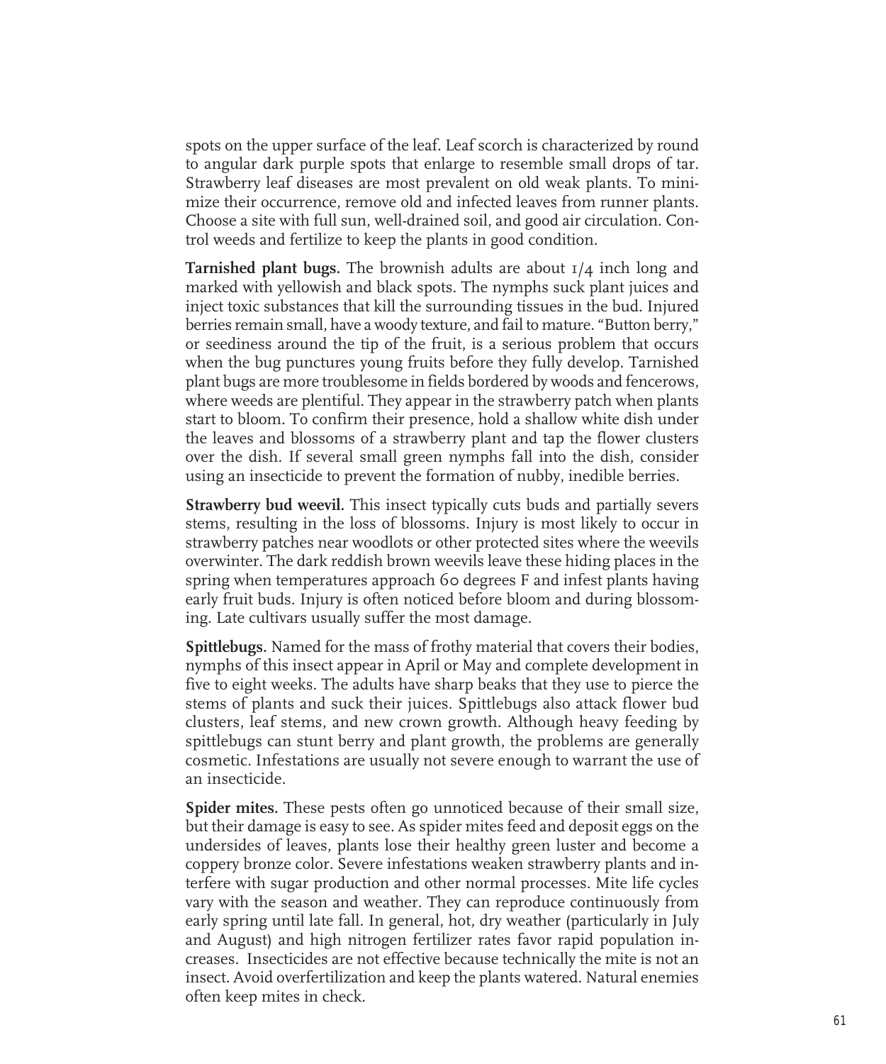spots on the upper surface of the leaf. Leaf scorch is characterized by round to angular dark purple spots that enlarge to resemble small drops of tar. Strawberry leaf diseases are most prevalent on old weak plants. To minimize their occurrence, remove old and infected leaves from runner plants. Choose a site with full sun, well-drained soil, and good air circulation. Control weeds and fertilize to keep the plants in good condition.

**Tarnished plant bugs.** The brownish adults are about 1/4 inch long and marked with yellowish and black spots. The nymphs suck plant juices and inject toxic substances that kill the surrounding tissues in the bud. Injured berries remain small, have a woody texture, and fail to mature. "Button berry," or seediness around the tip of the fruit, is a serious problem that occurs when the bug punctures young fruits before they fully develop. Tarnished plant bugs are more troublesome in fields bordered by woods and fencerows, where weeds are plentiful. They appear in the strawberry patch when plants start to bloom. To confirm their presence, hold a shallow white dish under the leaves and blossoms of a strawberry plant and tap the flower clusters over the dish. If several small green nymphs fall into the dish, consider using an insecticide to prevent the formation of nubby, inedible berries.

**Strawberry bud weevil.** This insect typically cuts buds and partially severs stems, resulting in the loss of blossoms. Injury is most likely to occur in strawberry patches near woodlots or other protected sites where the weevils overwinter. The dark reddish brown weevils leave these hiding places in the spring when temperatures approach 60 degrees F and infest plants having early fruit buds. Injury is often noticed before bloom and during blossoming. Late cultivars usually suffer the most damage.

**Spittlebugs.** Named for the mass of frothy material that covers their bodies, nymphs of this insect appear in April or May and complete development in five to eight weeks. The adults have sharp beaks that they use to pierce the stems of plants and suck their juices. Spittlebugs also attack flower bud clusters, leaf stems, and new crown growth. Although heavy feeding by spittlebugs can stunt berry and plant growth, the problems are generally cosmetic. Infestations are usually not severe enough to warrant the use of an insecticide.

**Spider mites.** These pests often go unnoticed because of their small size, but their damage is easy to see. As spider mites feed and deposit eggs on the undersides of leaves, plants lose their healthy green luster and become a coppery bronze color. Severe infestations weaken strawberry plants and interfere with sugar production and other normal processes. Mite life cycles vary with the season and weather. They can reproduce continuously from early spring until late fall. In general, hot, dry weather (particularly in July and August) and high nitrogen fertilizer rates favor rapid population increases. Insecticides are not effective because technically the mite is not an insect. Avoid overfertilization and keep the plants watered. Natural enemies often keep mites in check.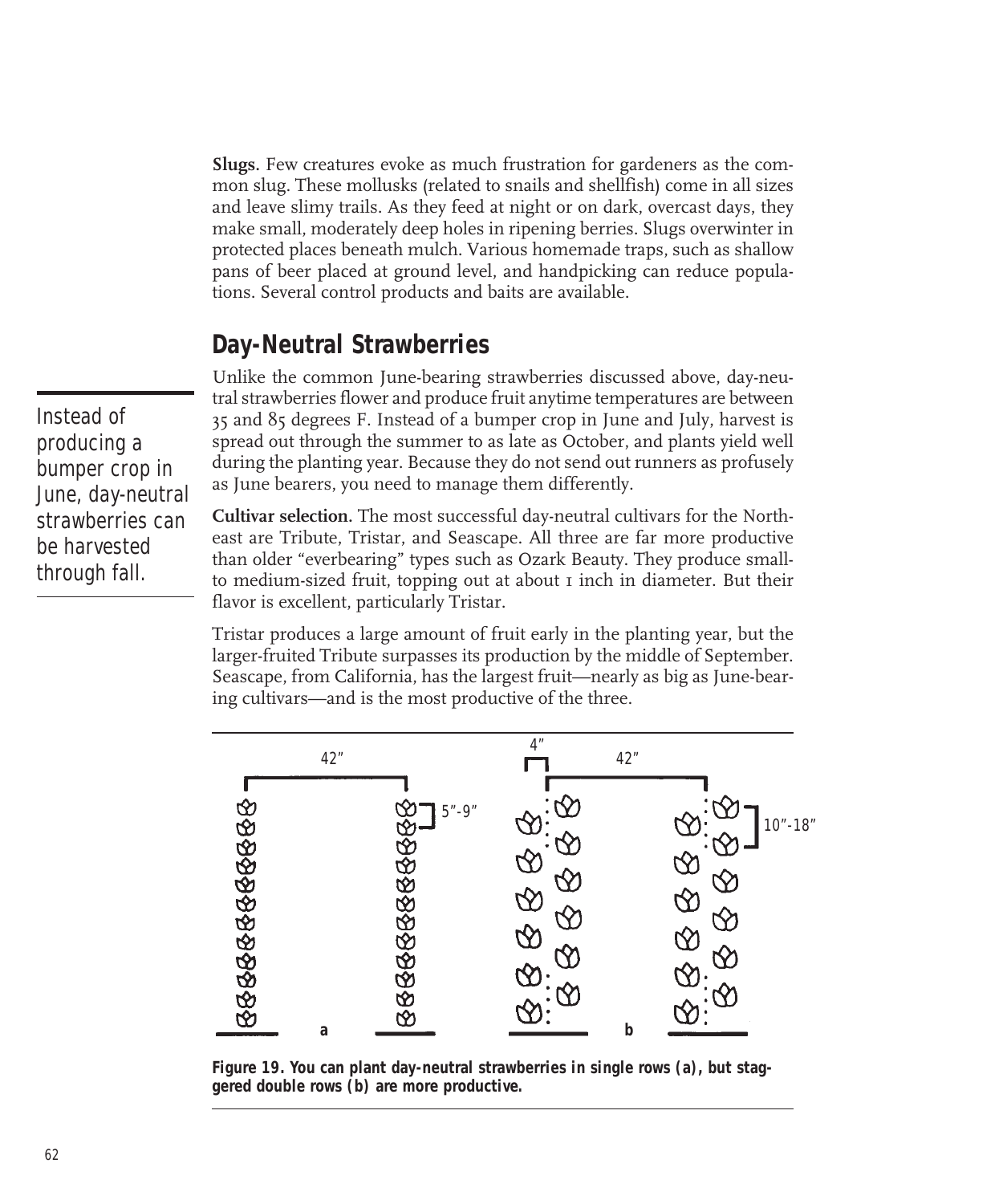**Slugs.** Few creatures evoke as much frustration for gardeners as the common slug. These mollusks (related to snails and shellfish) come in all sizes and leave slimy trails. As they feed at night or on dark, overcast days, they make small, moderately deep holes in ripening berries. Slugs overwinter in protected places beneath mulch. Various homemade traps, such as shallow pans of beer placed at ground level, and handpicking can reduce populations. Several control products and baits are available.

## Day-Neutral Strawberries

Unlike the common June-bearing strawberries discussed above, day-neutral strawberries flower and produce fruit anytime temperatures are between 35 and 85 degrees F. Instead of a bumper crop in June and July, harvest is spread out through the summer to as late as October, and plants yield well during the planting year. Because they do not send out runners as profusely as June bearers, you need to manage them differently.

*Instead of producing a bumper crop in June, day-neutral strawberries can be harvested through fall.*

**Cultivar selection.** The most successful day-neutral cultivars for the Northeast are Tribute, Tristar, and Seascape. All three are far more productive than older "everbearing" types such as Ozark Beauty. They produce small- to medium-sized fruit, topping out at about 1 inch in diameter. But their flavor is excellent, particularly Tristar.

Tristar produces a large amount of fruit early in the planting year, but the larger-fruited Tribute surpasses its production by the middle of September. Seascape, from California, has the largest fruit—nearly as big as June-bearing cultivars—and is the most productive of the three.

**Figure 19. You can plant day-neutral strawberries in single rows (a), but staggered double rows (b) are more productive.**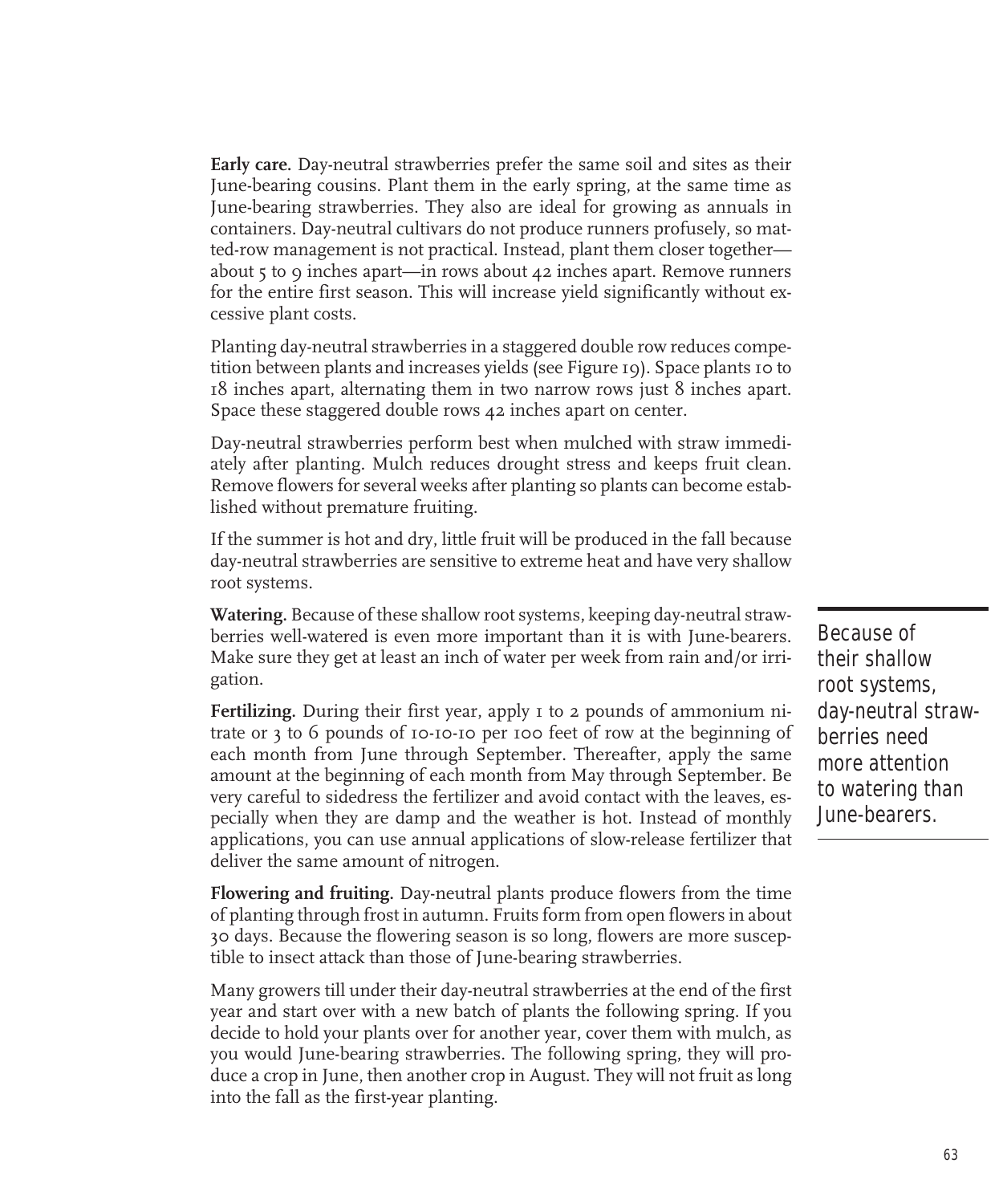**Early care.** Day-neutral strawberries prefer the same soil and sites as their June-bearing cousins. Plant them in the early spring, at the same time as June-bearing strawberries. They also are ideal for growing as annuals in containers. Day-neutral cultivars do not produce runners profusely, so matted-row management is not practical. Instead, plant them closer together—about 5 to 9 inches apart—in rows about 42 inches apart. Remove runners for the entire first season. This will increase yield significantly without excessive plant costs.

Planting day-neutral strawberries in a staggered double row reduces competition between plants and increases yields (see Figure 19). Space plants 10 to 18 inches apart, alternating them in two narrow rows just 8 inches apart. Space these staggered double rows 42 inches apart on center.

Day-neutral strawberries perform best when mulched with straw immediately after planting. Mulch reduces drought stress and keeps fruit clean. Remove flowers for several weeks after planting so plants can become established without premature fruiting.

If the summer is hot and dry, little fruit will be produced in the fall because day-neutral strawberries are sensitive to extreme heat and have very shallow root systems.

**Watering.** Because of these shallow root systems, keeping day-neutral strawberries well-watered is even more important than it is with June-bearers. Make sure they get at least an inch of water per week from rain and/or irrigation.

*Because of their shallow root systems, day-neutral strawberries need more attention to watering than June-bearers.*

**Fertilizing.** During their first year, apply 1 to 2 pounds of ammonium nitrate or 3 to 6 pounds of 10-10-10 per 100 feet of row at the beginning of each month from June through September. Thereafter, apply the same amount at the beginning of each month from May through September. Be very careful to sidedress the fertilizer and avoid contact with the leaves, especially when they are damp and the weather is hot. Instead of monthly applications, you can use annual applications of slow-release fertilizer that deliver the same amount of nitrogen.

**Flowering and fruiting.** Day-neutral plants produce flowers from the time of planting through frost in autumn. Fruits form from open flowers in about 30 days. Because the flowering season is so long, flowers are more susceptible to insect attack than those of June-bearing strawberries.

Many growers till under their day-neutral strawberries at the end of the first year and start over with a new batch of plants the following spring. If you decide to hold your plants over for another year, cover them with mulch, as you would June-bearing strawberries. The following spring, they will produce a crop in June, then another crop in August. They will not fruit as long into the fall as the first-year planting.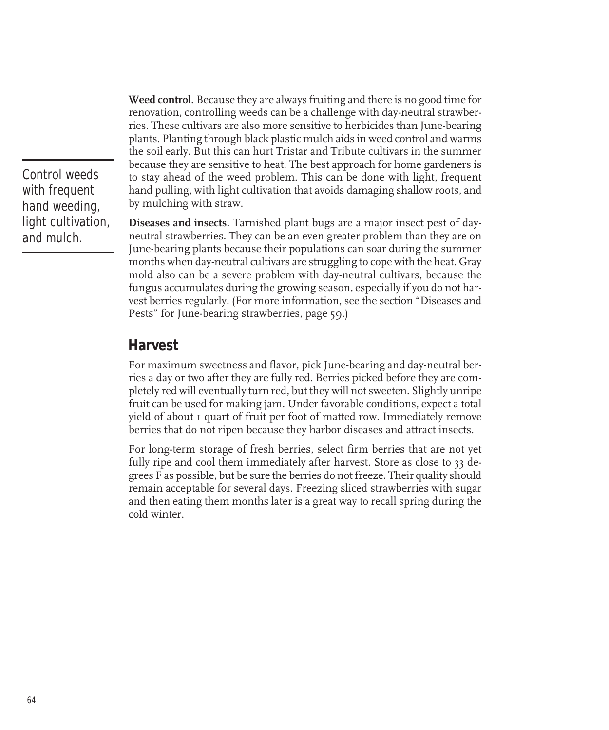**Weed control.** Because they are always fruiting and there is no good time for renovation, controlling weeds can be a challenge with day-neutral strawberries. These cultivars are also more sensitive to herbicides than June-bearing plants. Planting through black plastic mulch aids in weed control and warms the soil early. But this can hurt Tristar and Tribute cultivars in the summer because they are sensitive to heat. The best approach for home gardeners is to stay ahead of the weed problem. This can be done with light, frequent hand pulling, with light cultivation that avoids damaging shallow roots, and by mulching with straw.

Control weeds with frequent hand weeding, light cultivation, and mulch.

**Diseases and insects.** Tarnished plant bugs are a major insect pest of day-neutral strawberries. They can be an even greater problem than they are on June-bearing plants because their populations can soar during the summer months when day-neutral cultivars are struggling to cope with the heat. Gray mold also can be a severe problem with day-neutral cultivars, because the fungus accumulates during the growing season, especially if you do not harvest berries regularly. (For more information, see the section "Diseases and Pests" for June-bearing strawberries, page 59.)

## Harvest

For maximum sweetness and flavor, pick June-bearing and day-neutral berries a day or two after they are fully red. Berries picked before they are completely red will eventually turn red, but they will not sweeten. Slightly unripe fruit can be used for making jam. Under favorable conditions, expect a total yield of about 1 quart of fruit per foot of matted row. Immediately remove berries that do not ripen because they harbor diseases and attract insects.

For long-term storage of fresh berries, select firm berries that are not yet fully ripe and cool them immediately after harvest. Store as close to 33 degrees F as possible, but be sure the berries do not freeze. Their quality should remain acceptable for several days. Freezing sliced strawberries with sugar and then eating them months later is a great way to recall spring during the cold winter.